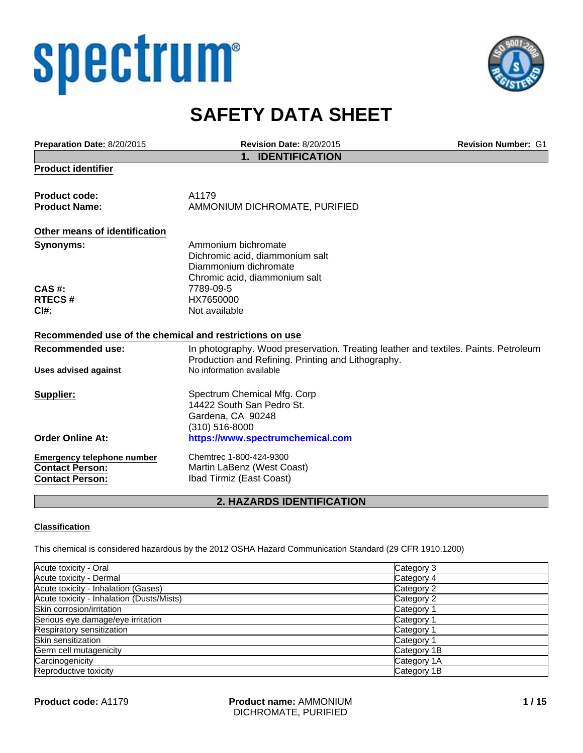spectrum®

# SAFETY DATA SHEET

**Preparation Date:** 8/20/2015 **Revision Date:** 8/20/2015 **Revision Number:** G1

## 1. IDENTIFICATION

**Product identifier**

**Product code:** A1179
**Product Name:** AMMONIUM DICHROMATE, PURIFIED

**Other means of identification**

**Synonyms:** Ammonium bichromate
Dichromic acid, diammonium salt
Diammonium dichromate
Chromic acid, diammonium salt
**CAS #:** 7789-09-5
**RTECS #** HX7650000
**CI#:** Not available

**Recommended use of the chemical and restrictions on use**

**Recommended use:** In photography. Wood preservation. Treating leather and textiles. Paints. Petroleum Production and Refining. Printing and Lithography.
**Uses advised against** No information available

**Supplier:** Spectrum Chemical Mfg. Corp
14422 South San Pedro St.
Gardena, CA 90248
(310) 516-8000
**Order Online At:** https://www.spectrumchemical.com

**Emergency telephone number** Chemtrec 1-800-424-9300
**Contact Person:** Martin LaBenz (West Coast)
**Contact Person:** Ibad Tirmiz (East Coast)

## 2. HAZARDS IDENTIFICATION

**Classification**

This chemical is considered hazardous by the 2012 OSHA Hazard Communication Standard (29 CFR 1910.1200)

| Hazard | Category |
|---|---|
| Acute toxicity - Oral | Category 3 |
| Acute toxicity - Dermal | Category 4 |
| Acute toxicity - Inhalation (Gases) | Category 2 |
| Acute toxicity - Inhalation (Dusts/Mists) | Category 2 |
| Skin corrosion/irritation | Category 1 |
| Serious eye damage/eye irritation | Category 1 |
| Respiratory sensitization | Category 1 |
| Skin sensitization | Category 1 |
| Germ cell mutagenicity | Category 1B |
| Carcinogenicity | Category 1A |
| Reproductive toxicity | Category 1B |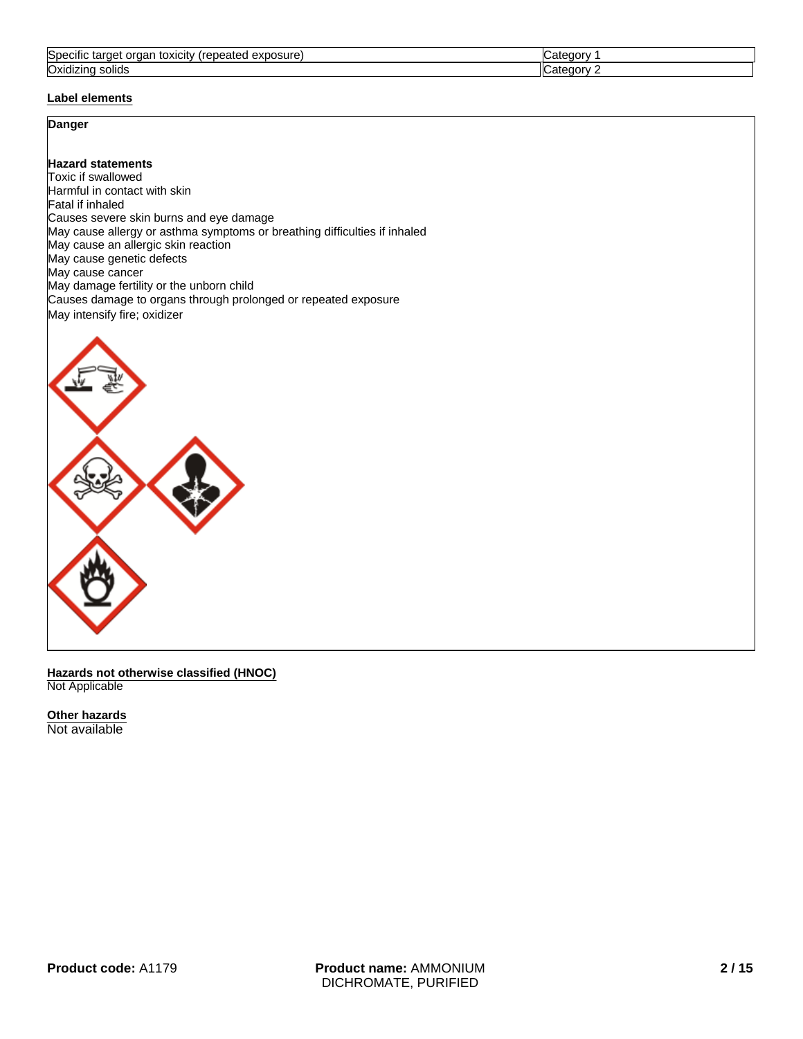| Specific target organ toxicity (repeated exposure) | Category 1 |
|---|---|
| Oxidizing solids | Category 2 |

**Label elements**

**Danger**

**Hazard statements**

Toxic if swallowed
Harmful in contact with skin
Fatal if inhaled
Causes severe skin burns and eye damage
May cause allergy or asthma symptoms or breathing difficulties if inhaled
May cause an allergic skin reaction
May cause genetic defects
May cause cancer
May damage fertility or the unborn child
Causes damage to organs through prolonged or repeated exposure
May intensify fire; oxidizer

**Hazards not otherwise classified (HNOC)**

Not Applicable

**Other hazards**

Not available

**Product code:** A1179 **Product name:** AMMONIUM DICHROMATE, PURIFIED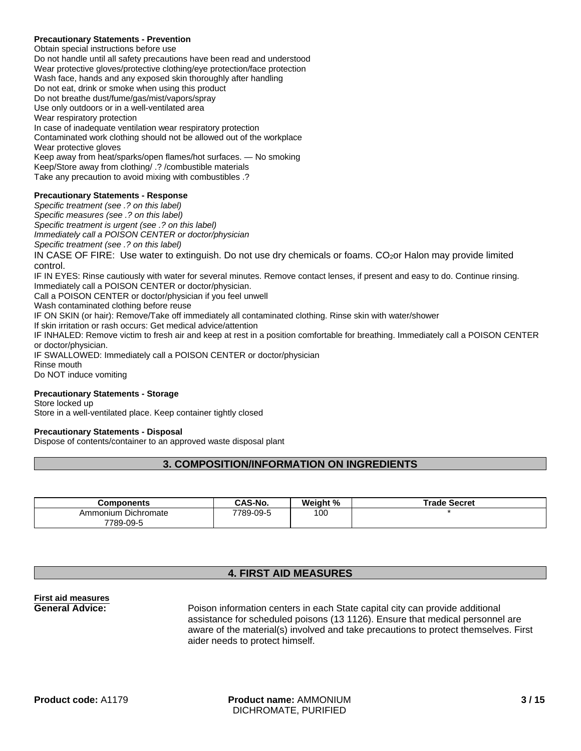**Precautionary Statements - Prevention**

Obtain special instructions before use
Do not handle until all safety precautions have been read and understood
Wear protective gloves/protective clothing/eye protection/face protection
Wash face, hands and any exposed skin thoroughly after handling
Do not eat, drink or smoke when using this product
Do not breathe dust/fume/gas/mist/vapors/spray
Use only outdoors or in a well-ventilated area
Wear respiratory protection
In case of inadequate ventilation wear respiratory protection
Contaminated work clothing should not be allowed out of the workplace
Wear protective gloves
Keep away from heat/sparks/open flames/hot surfaces. — No smoking
Keep/Store away from clothing/ .? /combustible materials
Take any precaution to avoid mixing with combustibles .?

**Precautionary Statements - Response**

*Specific treatment (see .? on this label)*
*Specific measures (see .? on this label)*
*Specific treatment is urgent (see .? on this label)*
*Immediately call a POISON CENTER or doctor/physician*
*Specific treatment (see .? on this label)*
IN CASE OF FIRE: Use water to extinguish. Do not use dry chemicals or foams. $CO_2$or Halon may provide limited control.
IF IN EYES: Rinse cautiously with water for several minutes. Remove contact lenses, if present and easy to do. Continue rinsing.
Immediately call a POISON CENTER or doctor/physician.
Call a POISON CENTER or doctor/physician if you feel unwell
Wash contaminated clothing before reuse
IF ON SKIN (or hair): Remove/Take off immediately all contaminated clothing. Rinse skin with water/shower
If skin irritation or rash occurs: Get medical advice/attention
IF INHALED: Remove victim to fresh air and keep at rest in a position comfortable for breathing. Immediately call a POISON CENTER or doctor/physician.
IF SWALLOWED: Immediately call a POISON CENTER or doctor/physician
Rinse mouth
Do NOT induce vomiting

**Precautionary Statements - Storage**

Store locked up
Store in a well-ventilated place. Keep container tightly closed

**Precautionary Statements - Disposal**

Dispose of contents/container to an approved waste disposal plant

## 3. COMPOSITION/INFORMATION ON INGREDIENTS

| Components | CAS-No. | Weight % | Trade Secret |
|---|---|---|---|
| Ammonium Dichromate 7789-09-5 | 7789-09-5 | 100 | * |

## 4. FIRST AID MEASURES

**First aid measures**

**General Advice:** Poison information centers in each State capital city can provide additional assistance for scheduled poisons (13 1126). Ensure that medical personnel are aware of the material(s) involved and take precautions to protect themselves. First aider needs to protect himself.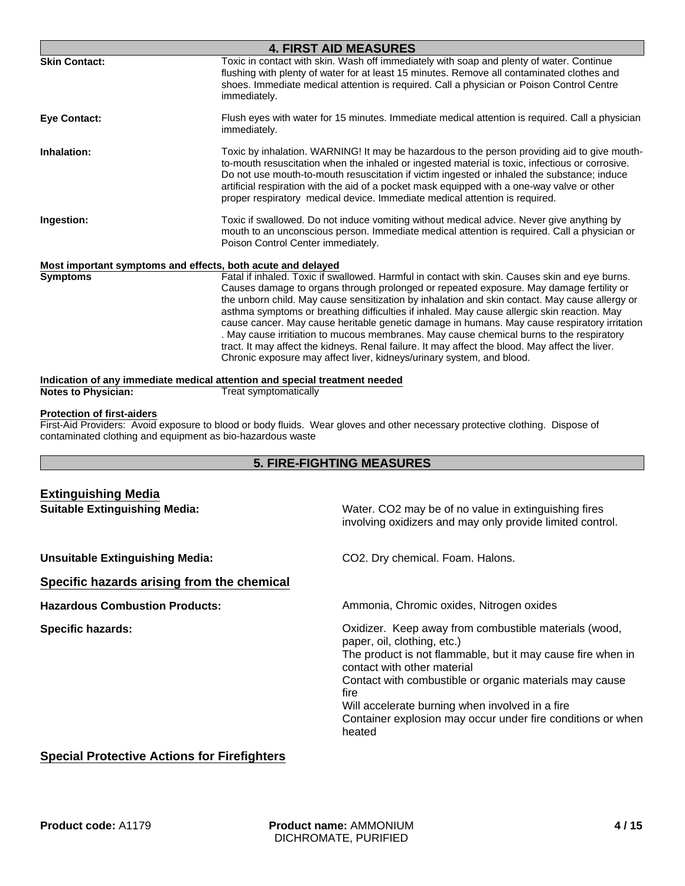## 4. FIRST AID MEASURES

**Skin Contact:** Toxic in contact with skin. Wash off immediately with soap and plenty of water. Continue flushing with plenty of water for at least 15 minutes. Remove all contaminated clothes and shoes. Immediate medical attention is required. Call a physician or Poison Control Centre immediately.

**Eye Contact:** Flush eyes with water for 15 minutes. Immediate medical attention is required. Call a physician immediately.

**Inhalation:** Toxic by inhalation. WARNING! It may be hazardous to the person providing aid to give mouth-to-mouth resuscitation when the inhaled or ingested material is toxic, infectious or corrosive. Do not use mouth-to-mouth resuscitation if victim ingested or inhaled the substance; induce artificial respiration with the aid of a pocket mask equipped with a one-way valve or other proper respiratory medical device. Immediate medical attention is required.

**Ingestion:** Toxic if swallowed. Do not induce vomiting without medical advice. Never give anything by mouth to an unconscious person. Immediate medical attention is required. Call a physician or Poison Control Center immediately.

**Most important symptoms and effects, both acute and delayed**

**Symptoms** Fatal if inhaled. Toxic if swallowed. Harmful in contact with skin. Causes skin and eye burns. Causes damage to organs through prolonged or repeated exposure. May damage fertility or the unborn child. May cause sensitization by inhalation and skin contact. May cause allergy or asthma symptoms or breathing difficulties if inhaled. May cause allergic skin reaction. May cause cancer. May cause heritable genetic damage in humans. May cause respiratory irritation . May cause irritiation to mucous membranes. May cause chemical burns to the respiratory tract. It may affect the kidneys. Renal failure. It may affect the blood. May affect the liver. Chronic exposure may affect liver, kidneys/urinary system, and blood.

**Indication of any immediate medical attention and special treatment needed**

**Notes to Physician:** Treat symptomatically

**Protection of first-aiders**

First-Aid Providers: Avoid exposure to blood or body fluids. Wear gloves and other necessary protective clothing. Dispose of contaminated clothing and equipment as bio-hazardous waste

## 5. FIRE-FIGHTING MEASURES

### Extinguishing Media

**Suitable Extinguishing Media:** Water. $CO_2$ may be of no value in extinguishing fires involving oxidizers and may only provide limited control.

**Unsuitable Extinguishing Media:** $CO_2$. Dry chemical. Foam. Halons.

### Specific hazards arising from the chemical

**Hazardous Combustion Products:** Ammonia, Chromic oxides, Nitrogen oxides

**Specific hazards:** Oxidizer. Keep away from combustible materials (wood, paper, oil, clothing, etc.)
The product is not flammable, but it may cause fire when in contact with other material
Contact with combustible or organic materials may cause fire
Will accelerate burning when involved in a fire
Container explosion may occur under fire conditions or when heated

### Special Protective Actions for Firefighters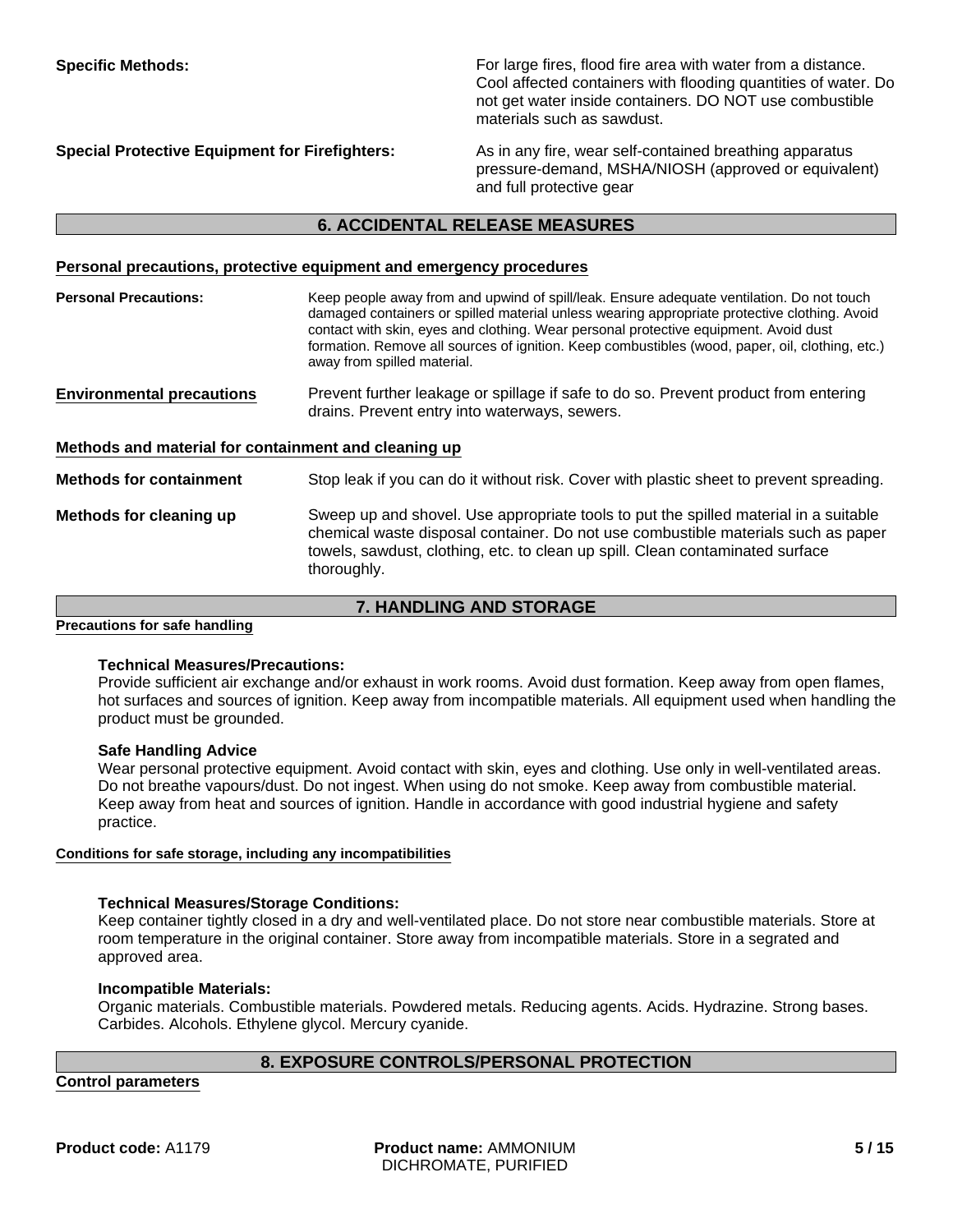**Specific Methods:** For large fires, flood fire area with water from a distance. Cool affected containers with flooding quantities of water. Do not get water inside containers. DO NOT use combustible materials such as sawdust.

**Special Protective Equipment for Firefighters:** As in any fire, wear self-contained breathing apparatus pressure-demand, MSHA/NIOSH (approved or equivalent) and full protective gear

## 6. ACCIDENTAL RELEASE MEASURES

### Personal precautions, protective equipment and emergency procedures

**Personal Precautions:** Keep people away from and upwind of spill/leak. Ensure adequate ventilation. Do not touch damaged containers or spilled material unless wearing appropriate protective clothing. Avoid contact with skin, eyes and clothing. Wear personal protective equipment. Avoid dust formation. Remove all sources of ignition. Keep combustibles (wood, paper, oil, clothing, etc.) away from spilled material.

**Environmental precautions** Prevent further leakage or spillage if safe to do so. Prevent product from entering drains. Prevent entry into waterways, sewers.

### Methods and material for containment and cleaning up

**Methods for containment** Stop leak if you can do it without risk. Cover with plastic sheet to prevent spreading.

**Methods for cleaning up** Sweep up and shovel. Use appropriate tools to put the spilled material in a suitable chemical waste disposal container. Do not use combustible materials such as paper towels, sawdust, clothing, etc. to clean up spill. Clean contaminated surface thoroughly.

## 7. HANDLING AND STORAGE

### Precautions for safe handling

**Technical Measures/Precautions:**
Provide sufficient air exchange and/or exhaust in work rooms. Avoid dust formation. Keep away from open flames, hot surfaces and sources of ignition. Keep away from incompatible materials. All equipment used when handling the product must be grounded.

**Safe Handling Advice**
Wear personal protective equipment. Avoid contact with skin, eyes and clothing. Use only in well-ventilated areas. Do not breathe vapours/dust. Do not ingest. When using do not smoke. Keep away from combustible material. Keep away from heat and sources of ignition. Handle in accordance with good industrial hygiene and safety practice.

### Conditions for safe storage, including any incompatibilities

**Technical Measures/Storage Conditions:**
Keep container tightly closed in a dry and well-ventilated place. Do not store near combustible materials. Store at room temperature in the original container. Store away from incompatible materials. Store in a segrated and approved area.

**Incompatible Materials:**
Organic materials. Combustible materials. Powdered metals. Reducing agents. Acids. Hydrazine. Strong bases. Carbides. Alcohols. Ethylene glycol. Mercury cyanide.

## 8. EXPOSURE CONTROLS/PERSONAL PROTECTION

### Control parameters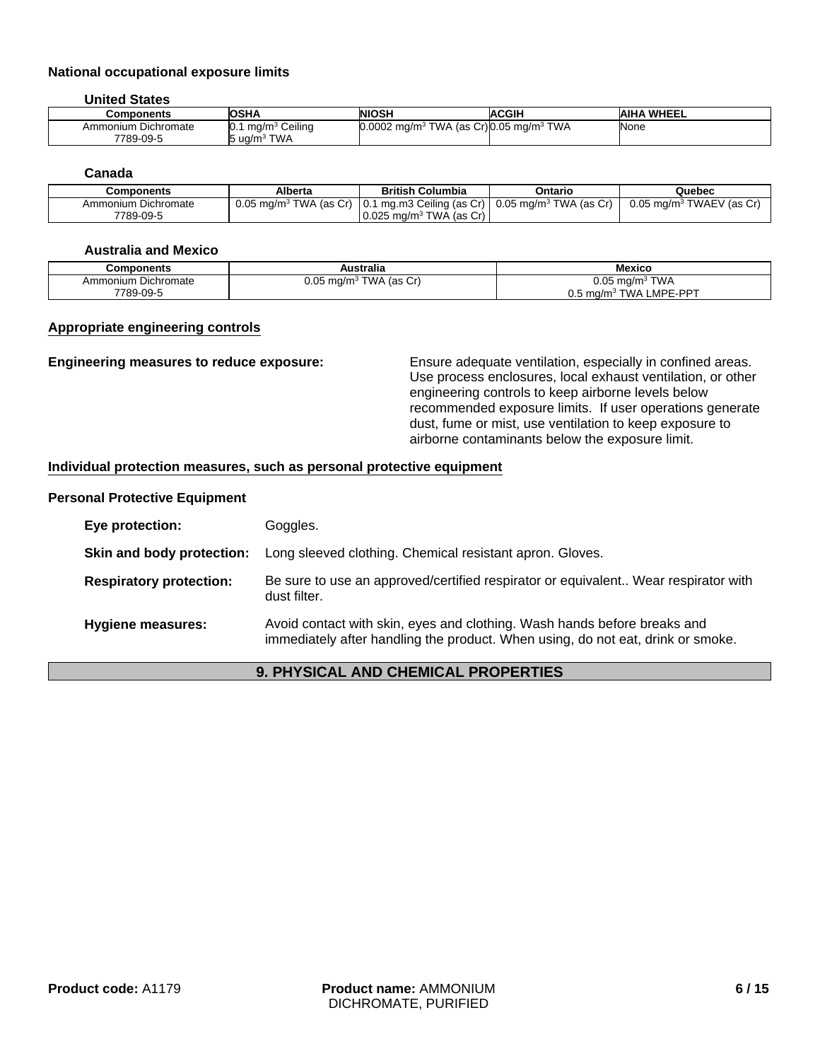**National occupational exposure limits**

**United States**

| Components | OSHA | NIOSH | ACGIH | AIHA WHEEL |
|---|---|---|---|---|
| Ammonium Dichromate<br>7789-09-5 | 0.1 mg/m$^3$ Ceiling<br>5 ug/m$^3$ TWA | 0.0002 mg/m$^3$ TWA (as Cr) | 0.05 mg/m$^3$ TWA | None |

**Canada**

| Components | Alberta | British Columbia | Ontario | Quebec |
|---|---|---|---|---|
| Ammonium Dichromate<br>7789-09-5 | 0.05 mg/m$^3$ TWA (as Cr) | 0.1 mg.m3 Ceiling (as Cr)<br>0.025 mg/m$^3$ TWA (as Cr) | 0.05 mg/m$^3$ TWA (as Cr) | 0.05 mg/m$^3$ TWAEV (as Cr) |

**Australia and Mexico**

| Components | Australia | Mexico |
|---|---|---|
| Ammonium Dichromate<br>7789-09-5 | 0.05 mg/m$^3$ TWA (as Cr) | 0.05 mg/m$^3$ TWA<br>0.5 mg/m$^3$ TWA LMPE-PPT |

**Appropriate engineering controls**

**Engineering measures to reduce exposure:** Ensure adequate ventilation, especially in confined areas. Use process enclosures, local exhaust ventilation, or other engineering controls to keep airborne levels below recommended exposure limits. If user operations generate dust, fume or mist, use ventilation to keep exposure to airborne contaminants below the exposure limit.

**Individual protection measures, such as personal protective equipment**

**Personal Protective Equipment**

**Eye protection:** Goggles.

**Skin and body protection:** Long sleeved clothing. Chemical resistant apron. Gloves.

**Respiratory protection:** Be sure to use an approved/certified respirator or equivalent.. Wear respirator with dust filter.

**Hygiene measures:** Avoid contact with skin, eyes and clothing. Wash hands before breaks and immediately after handling the product. When using, do not eat, drink or smoke.

## 9. PHYSICAL AND CHEMICAL PROPERTIES

**Product code:** A1179 **Product name:** AMMONIUM DICHROMATE, PURIFIED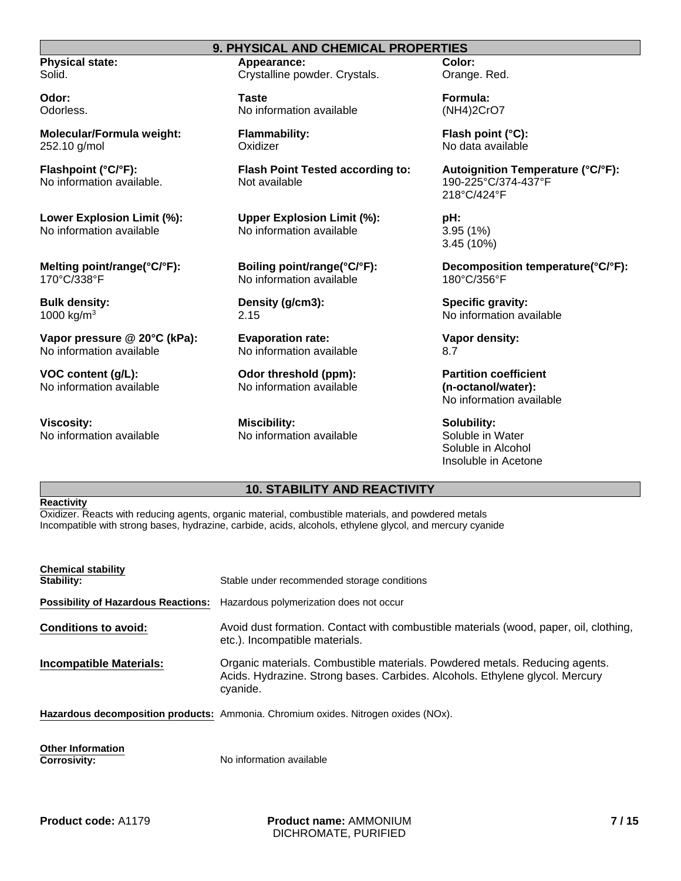## 9. PHYSICAL AND CHEMICAL PROPERTIES

**Physical state:**
Solid.

**Appearance:**
Crystalline powder. Crystals.

**Color:**
Orange. Red.

**Odor:**
Odorless.

**Taste**
No information available

**Formula:**
$(NH_4)_2Cr_2O_7$

**Molecular/Formula weight:**
252.10 g/mol

**Flammability:**
Oxidizer

**Flash point (°C):**
No data available

**Flashpoint (°C/°F):**
No information available.

**Flash Point Tested according to:**
Not available

**Autoignition Temperature (°C/°F):**
190-225°C/374-437°F
218°C/424°F

**Lower Explosion Limit (%):**
No information available

**Upper Explosion Limit (%):**
No information available

**pH:**
3.95 (1%)
3.45 (10%)

**Melting point/range(°C/°F):**
170°C/338°F

**Boiling point/range(°C/°F):**
No information available

**Decomposition temperature(°C/°F):**
180°C/356°F

**Bulk density:**
1000 kg/m$^3$

**Density (g/cm3):**
2.15

**Specific gravity:**
No information available

**Vapor pressure @ 20°C (kPa):**
No information available

**Evaporation rate:**
No information available

**Vapor density:**
8.7

**VOC content (g/L):**
No information available

**Odor threshold (ppm):**
No information available

**Partition coefficient (n-octanol/water):**
No information available

**Viscosity:**
No information available

**Miscibility:**
No information available

**Solubility:**
Soluble in Water
Soluble in Alcohol
Insoluble in Acetone

## 10. STABILITY AND REACTIVITY

**Reactivity**

Oxidizer. Reacts with reducing agents, organic material, combustible materials, and powdered metals
Incompatible with strong bases, hydrazine, carbide, acids, alcohols, ethylene glycol, and mercury cyanide

**Chemical stability**

**Stability:** Stable under recommended storage conditions

**Possibility of Hazardous Reactions:** Hazardous polymerization does not occur

**Conditions to avoid:** Avoid dust formation. Contact with combustible materials (wood, paper, oil, clothing, etc.). Incompatible materials.

**Incompatible Materials:** Organic materials. Combustible materials. Powdered metals. Reducing agents. Acids. Hydrazine. Strong bases. Carbides. Alcohols. Ethylene glycol. Mercury cyanide.

**Hazardous decomposition products:** Ammonia. Chromium oxides. Nitrogen oxides (NOx).

**Other Information**

**Corrosivity:** No information available

**Product code:** A1179 **Product name:** AMMONIUM DICHROMATE, PURIFIED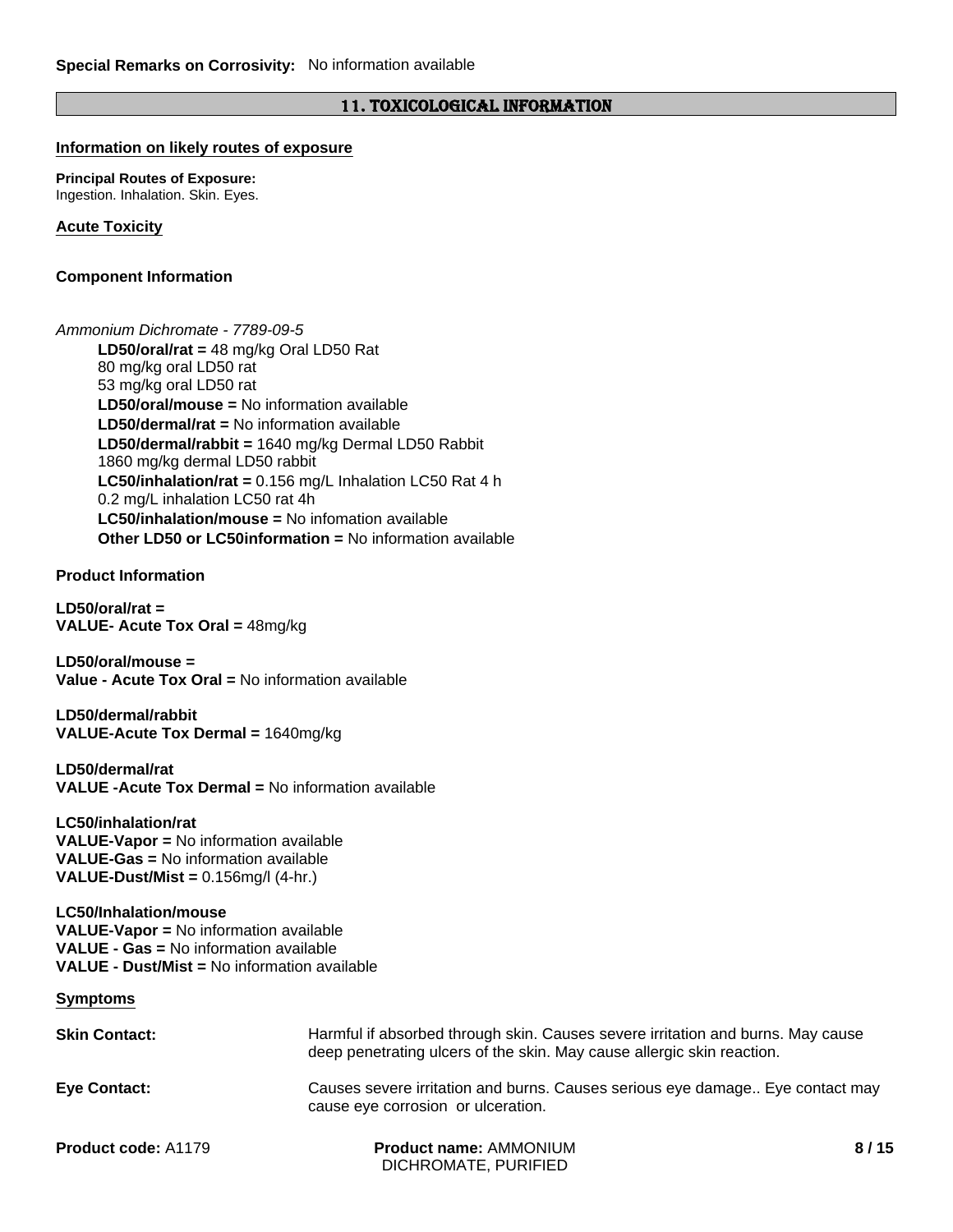**Special Remarks on Corrosivity:** No information available

## 11. TOXICOLOGICAL INFORMATION

### Information on likely routes of exposure

**Principal Routes of Exposure:**
Ingestion. Inhalation. Skin. Eyes.

### Acute Toxicity

#### Component Information

*Ammonium Dichromate - 7789-09-5*

**LD50/oral/rat =** 48 mg/kg Oral LD50 Rat
80 mg/kg oral LD50 rat
53 mg/kg oral LD50 rat
**LD50/oral/mouse =** No information available
**LD50/dermal/rat =** No information available
**LD50/dermal/rabbit =** 1640 mg/kg Dermal LD50 Rabbit
1860 mg/kg dermal LD50 rabbit
**LC50/inhalation/rat =** 0.156 mg/L Inhalation LC50 Rat 4 h
0.2 mg/L inhalation LC50 rat 4h
**LC50/inhalation/mouse =** No infomation available
**Other LD50 or LC50information =** No information available

#### Product Information

**LD50/oral/rat =**
**VALUE- Acute Tox Oral =** 48mg/kg

**LD50/oral/mouse =**
**Value - Acute Tox Oral =** No information available

**LD50/dermal/rabbit**
**VALUE-Acute Tox Dermal =** 1640mg/kg

**LD50/dermal/rat**
**VALUE -Acute Tox Dermal =** No information available

**LC50/inhalation/rat**
**VALUE-Vapor =** No information available
**VALUE-Gas =** No information available
**VALUE-Dust/Mist =** 0.156mg/l (4-hr.)

**LC50/Inhalation/mouse**
**VALUE-Vapor =** No information available
**VALUE - Gas =** No information available
**VALUE - Dust/Mist =** No information available

### Symptoms

**Skin Contact:** Harmful if absorbed through skin. Causes severe irritation and burns. May cause deep penetrating ulcers of the skin. May cause allergic skin reaction.

**Eye Contact:** Causes severe irritation and burns. Causes serious eye damage.. Eye contact may cause eye corrosion or ulceration.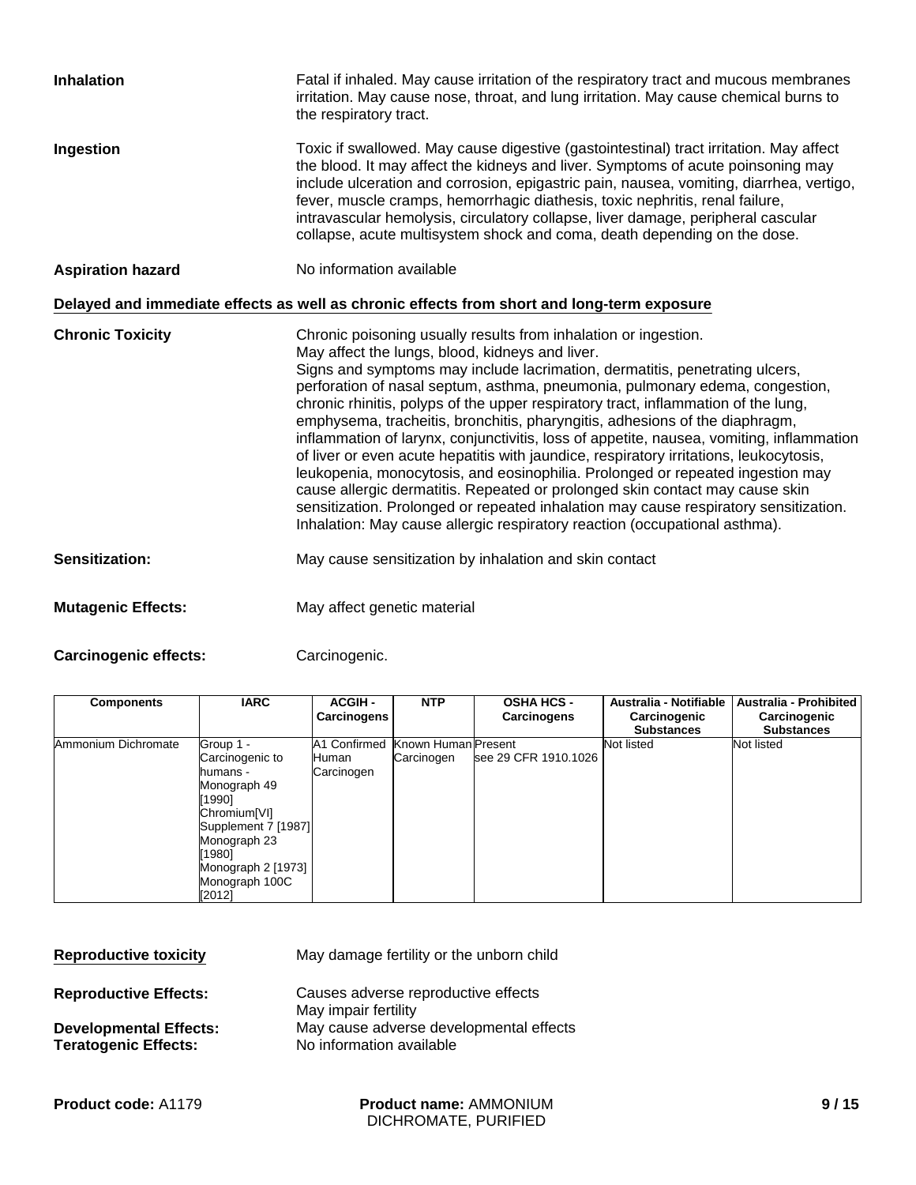**Inhalation** Fatal if inhaled. May cause irritation of the respiratory tract and mucous membranes irritation. May cause nose, throat, and lung irritation. May cause chemical burns to the respiratory tract.

**Ingestion** Toxic if swallowed. May cause digestive (gastointestinal) tract irritation. May affect the blood. It may affect the kidneys and liver. Symptoms of acute poinsoning may include ulceration and corrosion, epigastric pain, nausea, vomiting, diarrhea, vertigo, fever, muscle cramps, hemorrhagic diathesis, toxic nephritis, renal failure, intravascular hemolysis, circulatory collapse, liver damage, peripheral cascular collapse, acute multisystem shock and coma, death depending on the dose.

**Aspiration hazard** No information available

**Delayed and immediate effects as well as chronic effects from short and long-term exposure**

**Chronic Toxicity** Chronic poisoning usually results from inhalation or ingestion.
May affect the lungs, blood, kidneys and liver.
Signs and symptoms may include lacrimation, dermatitis, penetrating ulcers, perforation of nasal septum, asthma, pneumonia, pulmonary edema, congestion, chronic rhinitis, polyps of the upper respiratory tract, inflammation of the lung, emphysema, tracheitis, bronchitis, pharyngitis, adhesions of the diaphragm, inflammation of larynx, conjunctivitis, loss of appetite, nausea, vomiting, inflammation of liver or even acute hepatitis with jaundice, respiratory irritations, leukocytosis, leukopenia, monocytosis, and eosinophilia. Prolonged or repeated ingestion may cause allergic dermatitis. Repeated or prolonged skin contact may cause skin sensitization. Prolonged or repeated inhalation may cause respiratory sensitization. Inhalation: May cause allergic respiratory reaction (occupational asthma).

**Sensitization:** May cause sensitization by inhalation and skin contact

**Mutagenic Effects:** May affect genetic material

**Carcinogenic effects:** Carcinogenic.

| Components | IARC | ACGIH - Carcinogens | NTP | OSHA HCS - Carcinogens | Australia - Notifiable Carcinogenic Substances | Australia - Prohibited Carcinogenic Substances |
|---|---|---|---|---|---|---|
| Ammonium Dichromate | Group 1 - Carcinogenic to humans - Monograph 49 [1990] Chromium[VI] Supplement 7 [1987] Monograph 23 [1980] Monograph 2 [1973] Monograph 100C [2012] | A1 Confirmed Human Carcinogen | Known Human Carcinogen | Present see 29 CFR 1910.1026 | Not listed | Not listed |

**Reproductive toxicity** May damage fertility or the unborn child

**Reproductive Effects:** Causes adverse reproductive effects
May impair fertility

**Developmental Effects:** May cause adverse developmental effects

**Teratogenic Effects:** No information available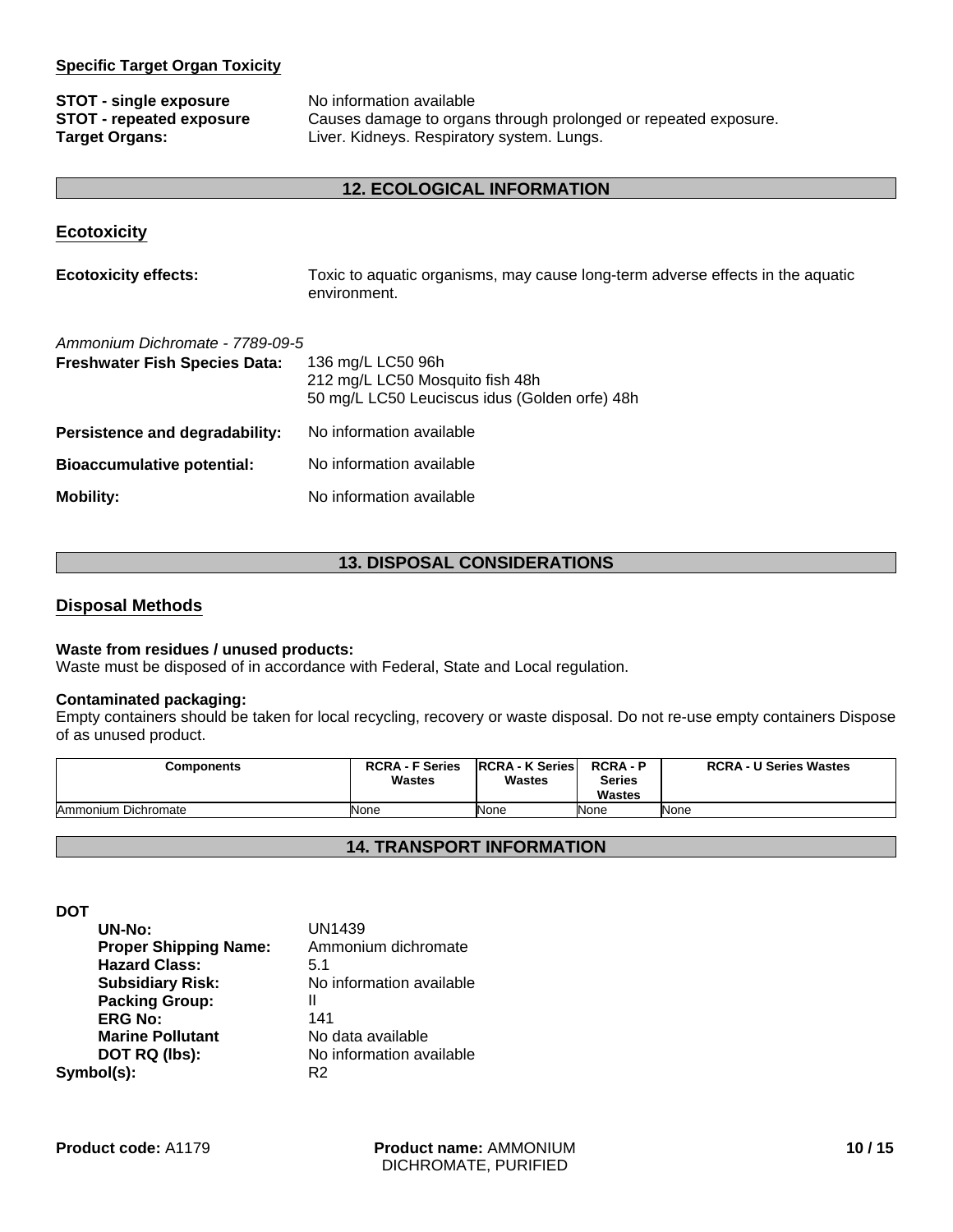#### Specific Target Organ Toxicity

**STOT - single exposure** No information available
**STOT - repeated exposure** Causes damage to organs through prolonged or repeated exposure.
**Target Organs:** Liver. Kidneys. Respiratory system. Lungs.

## 12. ECOLOGICAL INFORMATION

### Ecotoxicity

**Ecotoxicity effects:** Toxic to aquatic organisms, may cause long-term adverse effects in the aquatic environment.

*Ammonium Dichromate - 7789-09-5*

**Freshwater Fish Species Data:**
136 mg/L LC50 96h
212 mg/L LC50 Mosquito fish 48h
50 mg/L LC50 Leuciscus idus (Golden orfe) 48h

**Persistence and degradability:** No information available

**Bioaccumulative potential:** No information available

**Mobility:** No information available

## 13. DISPOSAL CONSIDERATIONS

### Disposal Methods

**Waste from residues / unused products:**
Waste must be disposed of in accordance with Federal, State and Local regulation.

**Contaminated packaging:**
Empty containers should be taken for local recycling, recovery or waste disposal. Do not re-use empty containers Dispose of as unused product.

| Components | RCRA - F Series Wastes | RCRA - K Series Wastes | RCRA - P Series Wastes | RCRA - U Series Wastes |
|---|---|---|---|---|
| Ammonium Dichromate | None | None | None | None |

## 14. TRANSPORT INFORMATION

**DOT**

- **UN-No:** UN1439
- **Proper Shipping Name:** Ammonium dichromate
- **Hazard Class:** 5.1
- **Subsidiary Risk:** No information available
- **Packing Group:** II
- **ERG No:** 141
- **Marine Pollutant** No data available
- **DOT RQ (lbs):** No information available

**Symbol(s):** R2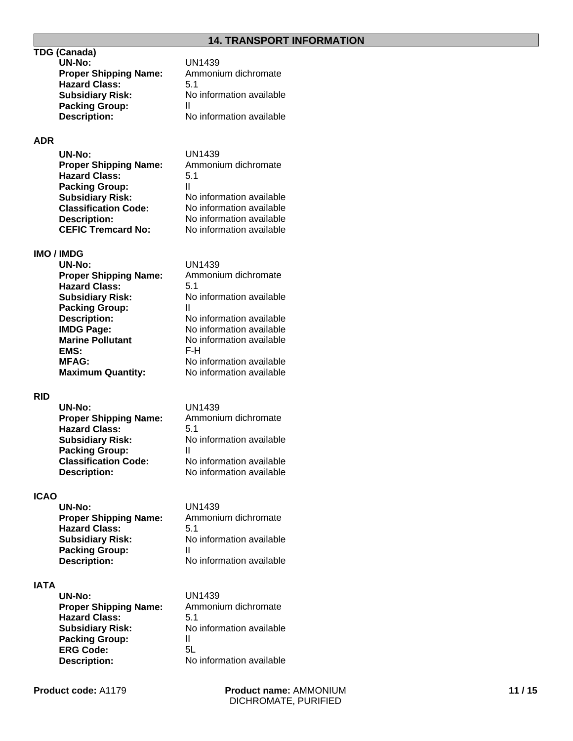## 14. TRANSPORT INFORMATION

### TDG (Canada)

**UN-No:** UN1439
**Proper Shipping Name:** Ammonium dichromate
**Hazard Class:** 5.1
**Subsidiary Risk:** No information available
**Packing Group:** II
**Description:** No information available

### ADR

**UN-No:** UN1439
**Proper Shipping Name:** Ammonium dichromate
**Hazard Class:** 5.1
**Packing Group:** II
**Subsidiary Risk:** No information available
**Classification Code:** No information available
**Description:** No information available
**CEFIC Tremcard No:** No information available

### IMO / IMDG

**UN-No:** UN1439
**Proper Shipping Name:** Ammonium dichromate
**Hazard Class:** 5.1
**Subsidiary Risk:** No information available
**Packing Group:** II
**Description:** No information available
**IMDG Page:** No information available
**Marine Pollutant** No information available
**EMS:** F-H
**MFAG:** No information available
**Maximum Quantity:** No information available

### RID

**UN-No:** UN1439
**Proper Shipping Name:** Ammonium dichromate
**Hazard Class:** 5.1
**Subsidiary Risk:** No information available
**Packing Group:** II
**Classification Code:** No information available
**Description:** No information available

### ICAO

**UN-No:** UN1439
**Proper Shipping Name:** Ammonium dichromate
**Hazard Class:** 5.1
**Subsidiary Risk:** No information available
**Packing Group:** II
**Description:** No information available

### IATA

**UN-No:** UN1439
**Proper Shipping Name:** Ammonium dichromate
**Hazard Class:** 5.1
**Subsidiary Risk:** No information available
**Packing Group:** II
**ERG Code:** 5L
**Description:** No information available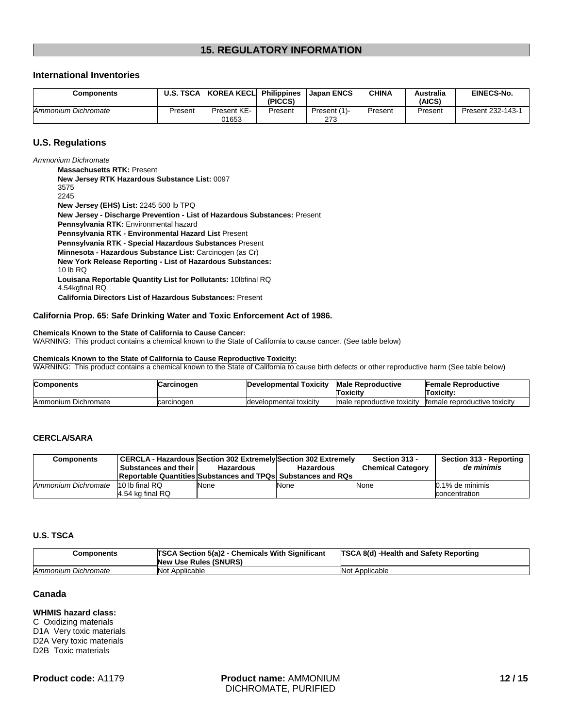## 15. REGULATORY INFORMATION

### International Inventories

| Components | U.S. TSCA | KOREA KECL | Philippines (PICCS) | Japan ENCS | CHINA | Australia (AICS) | EINECS-No. |
|---|---|---|---|---|---|---|---|
| *Ammonium Dichromate* | Present | Present KE-01653 | Present | Present (1)-273 | Present | Present | Present 232-143-1 |

### U.S. Regulations

*Ammonium Dichromate*

**Massachusetts RTK:** Present
**New Jersey RTK Hazardous Substance List:** 0097
3575
2245
**New Jersey (EHS) List:** 2245 500 lb TPQ
**New Jersey - Discharge Prevention - List of Hazardous Substances:** Present
**Pennsylvania RTK:** Environmental hazard
**Pennsylvania RTK - Environmental Hazard List** Present
**Pennsylvania RTK - Special Hazardous Substances** Present
**Minnesota - Hazardous Substance List:** Carcinogen (as Cr)
**New York Release Reporting - List of Hazardous Substances:**
10 lb RQ
**Louisana Reportable Quantity List for Pollutants:** 10lbfinal RQ
4.54kgfinal RQ
**California Directors List of Hazardous Substances:** Present

### California Prop. 65: Safe Drinking Water and Toxic Enforcement Act of 1986.

**Chemicals Known to the State of California to Cause Cancer:**
WARNING: This product contains a chemical known to the State of California to cause cancer. (See table below)

**Chemicals Known to the State of California to Cause Reproductive Toxicity:**
WARNING: This product contains a chemical known to the State of California to cause birth defects or other reproductive harm (See table below)

| Components | Carcinogen | Developmental Toxicity | Male Reproductive Toxicity | Female Reproductive Toxicity: |
|---|---|---|---|---|
| Ammonium Dichromate | carcinogen | developmental toxicity | male reproductive toxicity | female reproductive toxicity |

### CERCLA/SARA

| Components | CERCLA - Hazardous Substances and their Reportable Quantities | Section 302 Extremely Hazardous Substances and TPQs | Section 302 Extremely Hazardous Substances and RQs | Section 313 - Chemical Category | Section 313 - Reporting *de minimis* |
|---|---|---|---|---|---|
| *Ammonium Dichromate* | 10 lb final RQ<br>4.54 kg final RQ | None | None | None | 0.1% de minimis concentration |

### U.S. TSCA

| Components | TSCA Section 5(a)2 - Chemicals With Significant New Use Rules (SNURS) | TSCA 8(d) -Health and Safety Reporting |
|---|---|---|
| *Ammonium Dichromate* | Not Applicable | Not Applicable |

### Canada

**WHMIS hazard class:**
C Oxidizing materials
D1A Very toxic materials
D2A Very toxic materials
D2B Toxic materials

**Product code:** A1179 **Product name:** AMMONIUM DICHROMATE, PURIFIED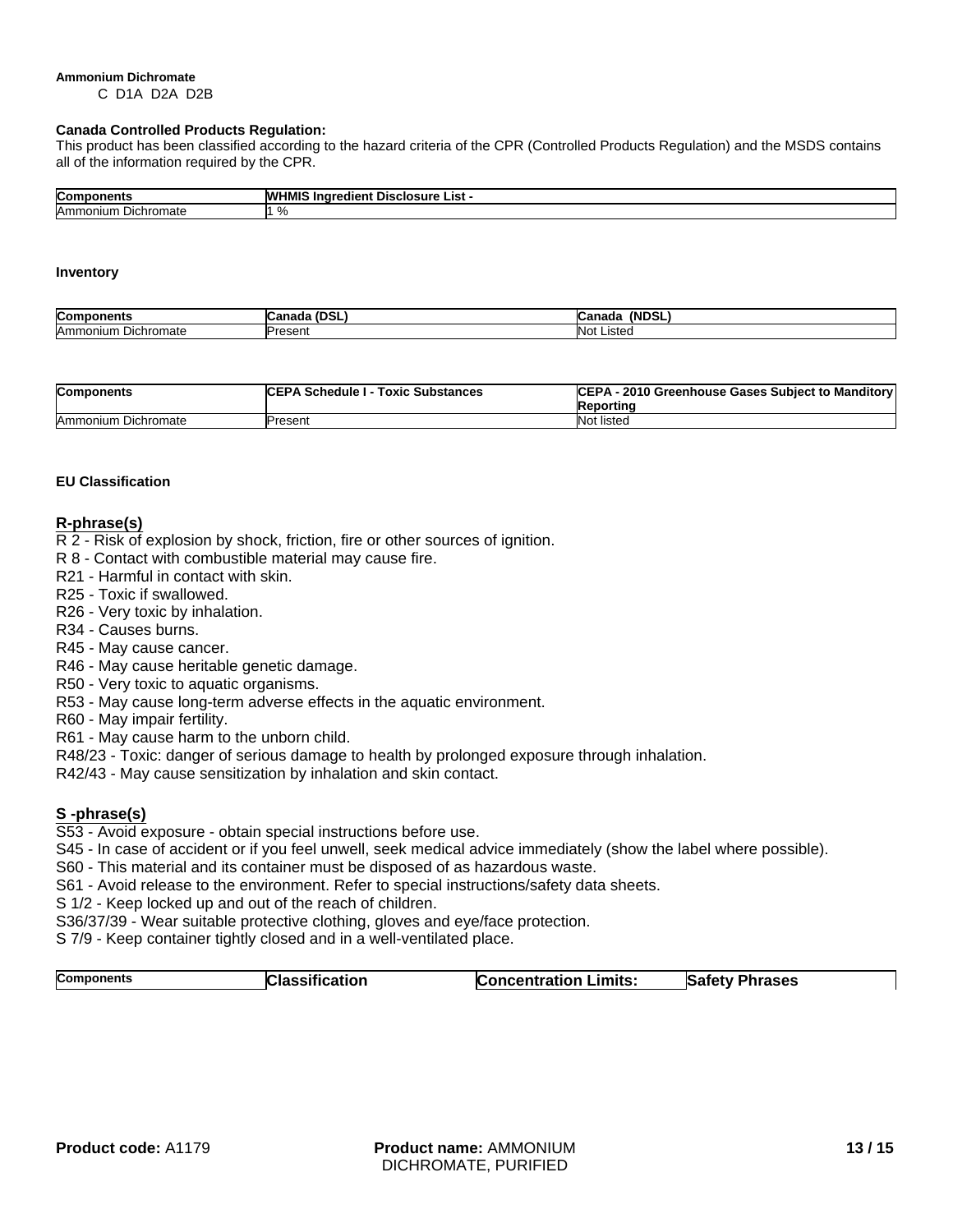**Ammonium Dichromate**

C D1A D2A D2B

**Canada Controlled Products Regulation:**

This product has been classified according to the hazard criteria of the CPR (Controlled Products Regulation) and the MSDS contains all of the information required by the CPR.

| Components | WHMIS Ingredient Disclosure List - |
|---|---|
| Ammonium Dichromate | 1 % |

**Inventory**

| Components | Canada (DSL) | Canada (NDSL) |
|---|---|---|
| Ammonium Dichromate | Present | Not Listed |

| Components | CEPA Schedule I - Toxic Substances | CEPA - 2010 Greenhouse Gases Subject to Manditory Reporting |
|---|---|---|
| Ammonium Dichromate | Present | Not listed |

**EU Classification**

**R-phrase(s)**

R 2 - Risk of explosion by shock, friction, fire or other sources of ignition.
R 8 - Contact with combustible material may cause fire.
R21 - Harmful in contact with skin.
R25 - Toxic if swallowed.
R26 - Very toxic by inhalation.
R34 - Causes burns.
R45 - May cause cancer.
R46 - May cause heritable genetic damage.
R50 - Very toxic to aquatic organisms.
R53 - May cause long-term adverse effects in the aquatic environment.
R60 - May impair fertility.
R61 - May cause harm to the unborn child.
R48/23 - Toxic: danger of serious damage to health by prolonged exposure through inhalation.
R42/43 - May cause sensitization by inhalation and skin contact.

**S -phrase(s)**

S53 - Avoid exposure - obtain special instructions before use.
S45 - In case of accident or if you feel unwell, seek medical advice immediately (show the label where possible).
S60 - This material and its container must be disposed of as hazardous waste.
S61 - Avoid release to the environment. Refer to special instructions/safety data sheets.
S 1/2 - Keep locked up and out of the reach of children.
S36/37/39 - Wear suitable protective clothing, gloves and eye/face protection.
S 7/9 - Keep container tightly closed and in a well-ventilated place.

| Components | Classification | Concentration Limits: | Safety Phrases |
|---|---|---|---|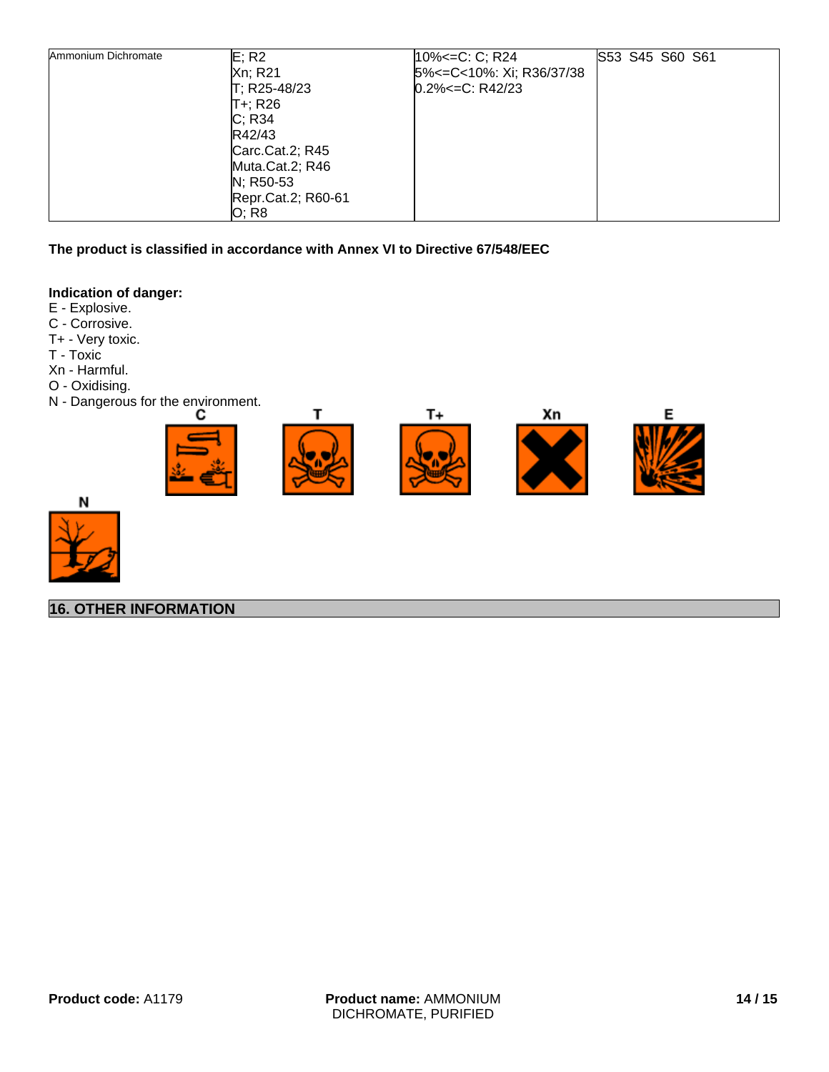| Ammonium Dichromate | E; R2<br>Xn; R21<br>T; R25-48/23<br>T+; R26<br>C; R34<br>R42/43<br>Carc.Cat.2; R45<br>Muta.Cat.2; R46<br>N; R50-53<br>Repr.Cat.2; R60-61<br>O; R8 | 10%<=C: C; R24<br>5%<=C<10%: Xi; R36/37/38<br>0.2%<=C: R42/23 | S53 S45 S60 S61 |
|---|---|---|---|

**The product is classified in accordance with Annex VI to Directive 67/548/EEC**

**Indication of danger:**

E - Explosive.
C - Corrosive.
T+ - Very toxic.
T - Toxic
Xn - Harmful.
O - Oxidising.
N - Dangerous for the environment.

C T T+ Xn E

N

## 16. OTHER INFORMATION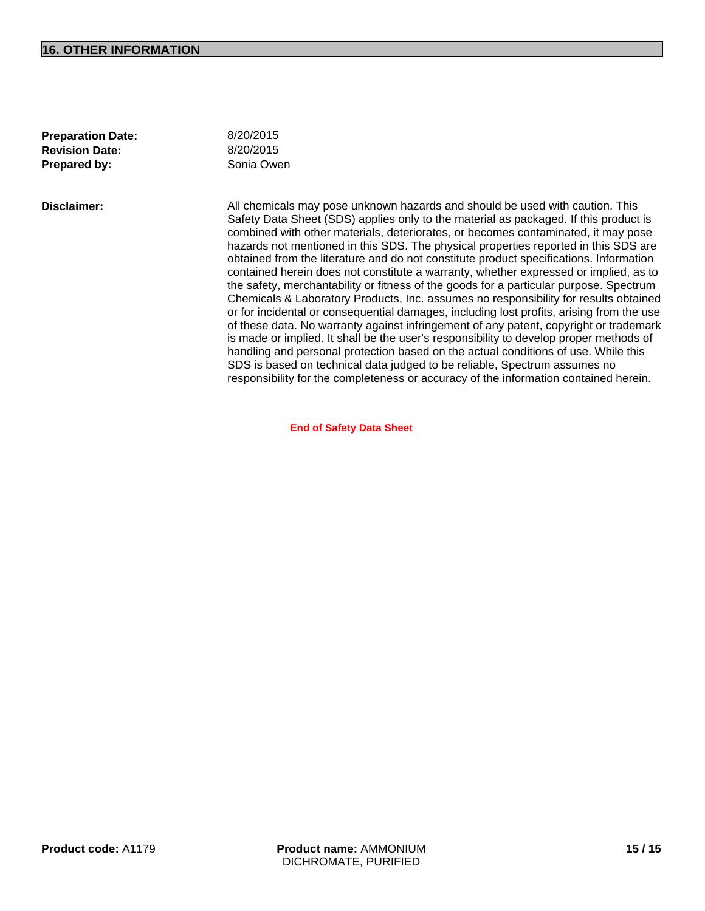## 16. OTHER INFORMATION

**Preparation Date:** 8/20/2015
**Revision Date:** 8/20/2015
**Prepared by:** Sonia Owen

**Disclaimer:** All chemicals may pose unknown hazards and should be used with caution. This Safety Data Sheet (SDS) applies only to the material as packaged. If this product is combined with other materials, deteriorates, or becomes contaminated, it may pose hazards not mentioned in this SDS. The physical properties reported in this SDS are obtained from the literature and do not constitute product specifications. Information contained herein does not constitute a warranty, whether expressed or implied, as to the safety, merchantability or fitness of the goods for a particular purpose. Spectrum Chemicals & Laboratory Products, Inc. assumes no responsibility for results obtained or for incidental or consequential damages, including lost profits, arising from the use of these data. No warranty against infringement of any patent, copyright or trademark is made or implied. It shall be the user's responsibility to develop proper methods of handling and personal protection based on the actual conditions of use. While this SDS is based on technical data judged to be reliable, Spectrum assumes no responsibility for the completeness or accuracy of the information contained herein.

**End of Safety Data Sheet**